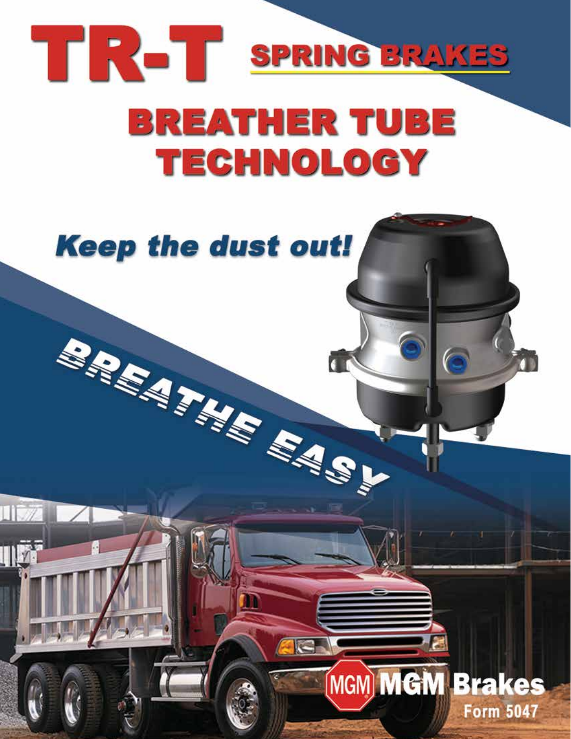# TR-T SPRING BRAKES

# BREATHER TUBE TECHNOLOGY

***Keep the dust out!***

BREATHE EASY

MGM Brakes

Form 5047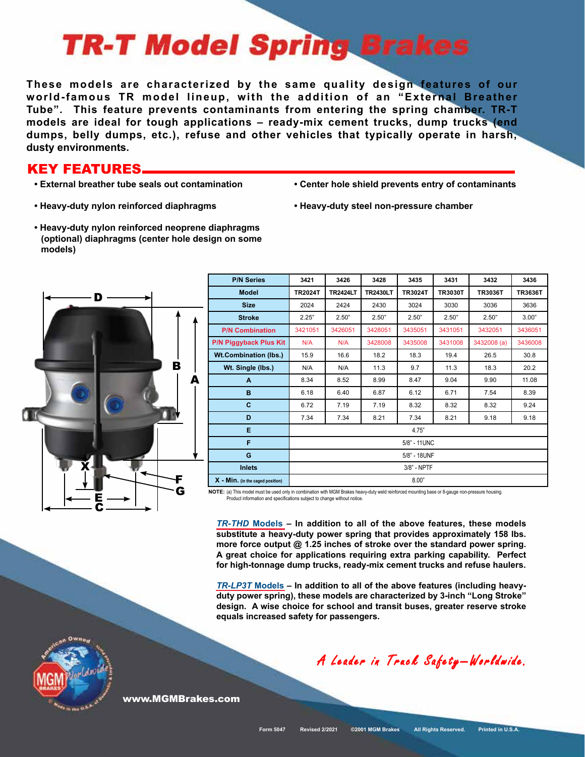# TR-T Model Spring Brakes

**These models are characterized by the same quality design features of our world-famous TR model lineup, with the addition of an "External Breather Tube". This feature prevents contaminants from entering the spring chamber. TR-T models are ideal for tough applications – ready-mix cement trucks, dump trucks (end dumps, belly dumps, etc.), refuse and other vehicles that typically operate in harsh, dusty environments.**

## KEY FEATURES

- **External breather tube seals out contamination**
- **Heavy-duty nylon reinforced diaphragms**
- **Heavy-duty nylon reinforced neoprene diaphragms (optional) diaphragms (center hole design on some models)**
- **Center hole shield prevents entry of contaminants**
- **Heavy-duty steel non-pressure chamber**

| P/N Series | 3421 | 3426 | 3428 | 3435 | 3431 | 3432 | 3436 |
|---|---|---|---|---|---|---|---|
| Model | TR2024T | TR2424LT | TR2430LT | TR3024T | TR3030T | TR3036T | TR3636T |
| Size | 2024 | 2424 | 2430 | 3024 | 3030 | 3036 | 3636 |
| Stroke | 2.25" | 2.50" | 2.50" | 2.50" | 2.50" | 2.50" | 3.00" |
| P/N Combination | 3421051 | 3426051 | 3428051 | 3435051 | 3431051 | 3432051 | 3436051 |
| P/N Piggyback Plus Kit | N/A | N/A | 3428008 | 3435008 | 3431008 | 3432008 (a) | 3436008 |
| Wt.Combination (lbs.) | 15.9 | 16.6 | 18.2 | 18.3 | 19.4 | 26.5 | 30.8 |
| Wt. Single (lbs.) | N/A | N/A | 11.3 | 9.7 | 11.3 | 18.3 | 20.2 |
| A | 8.34 | 8.52 | 8.99 | 8.47 | 9.04 | 9.90 | 11.08 |
| B | 6.18 | 6.40 | 6.87 | 6.12 | 6.71 | 7.54 | 8.39 |
| C | 6.72 | 7.19 | 7.19 | 8.32 | 8.32 | 8.32 | 9.24 |
| D | 7.34 | 7.34 | 8.21 | 7.34 | 8.21 | 9.18 | 9.18 |
| E | 4.75" | | | | | | |
| F | 5/8" - 11UNC | | | | | | |
| G | 5/8" - 18UNF | | | | | | |
| Inlets | 3/8" - NPTF | | | | | | |
| X - Min. (in the caged position) | 8.00" | | | | | | |

**NOTE:** (a) This model must be used only in combination with MGM Brakes heavy-duty weld reinforced mounting base or 8-gauge non-pressure housing. Product information and specifications subject to change without notice.

***TR-THD* Models – In addition to all of the above features, these models substitute a heavy-duty power spring that provides approximately 158 lbs. more force output @ 1.25 inches of stroke over the standard power spring. A great choice for applications requiring extra parking capability. Perfect for high-tonnage dump trucks, ready-mix cement trucks and refuse haulers.**

***TR-LP3T* Models – In addition to all of the above features (including heavy-duty power spring), these models are characterized by 3-inch "Long Stroke" design. A wise choice for school and transit buses, greater reserve stroke equals increased safety for passengers.**

*A Leader in Truck Safety—Worldwide.*

www.MGMBrakes.com

Form 5047 Revised 2/2021 ©2001 MGM Brakes All Rights Reserved. Printed in U.S.A.